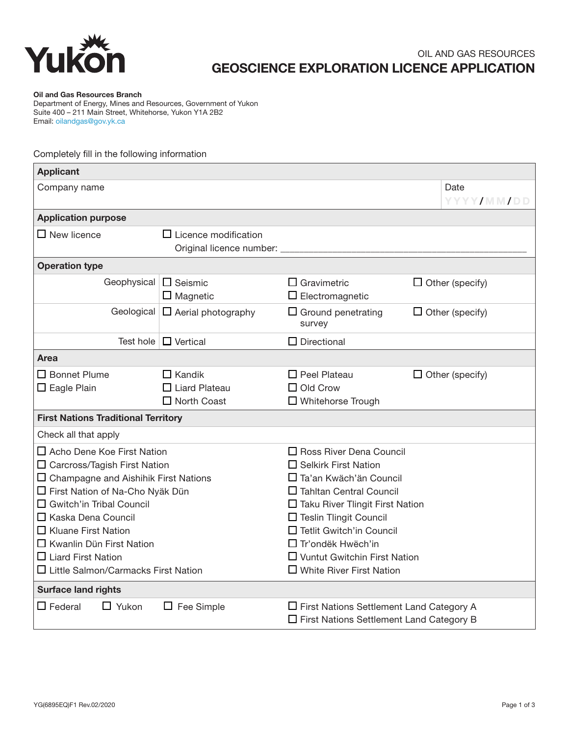Yukon

OIL AND GAS RESOURCES

# GEOSCIENCE EXPLORATION LICENCE APPLICATION

**Oil and Gas Resources Branch**
Department of Energy, Mines and Resources, Government of Yukon
Suite 400 – 211 Main Street, Whitehorse, Yukon Y1A 2B2
Email: oilandgas@gov.yk.ca

Completely fill in the following information

## Applicant

| Company name | Date YYYY/MM/DD |
|---|---|
| | |

## Application purpose

☐ New licence ☐ Licence modification
Original licence number: ______________________

## Operation type

| | | | |
|---|---|---|---|
| Geophysical | ☐ Seismic<br>☐ Magnetic | ☐ Gravimetric<br>☐ Electromagnetic | ☐ Other (specify) |
| Geological | ☐ Aerial photography | ☐ Ground penetrating survey | ☐ Other (specify) |
| Test hole | ☐ Vertical | ☐ Directional | |

## Area

| | | | |
|---|---|---|---|
| ☐ Bonnet Plume<br>☐ Eagle Plain | ☐ Kandik<br>☐ Liard Plateau<br>☐ North Coast | ☐ Peel Plateau<br>☐ Old Crow<br>☐ Whitehorse Trough | ☐ Other (specify) |

## First Nations Traditional Territory

Check all that apply

- ☐ Acho Dene Koe First Nation
- ☐ Carcross/Tagish First Nation
- ☐ Champagne and Aishihik First Nations
- ☐ First Nation of Na-Cho Nyäk Dün
- ☐ Gwitch'in Tribal Council
- ☐ Kaska Dena Council
- ☐ Kluane First Nation
- ☐ Kwanlin Dün First Nation
- ☐ Liard First Nation
- ☐ Little Salmon/Carmacks First Nation
- ☐ Ross River Dena Council
- ☐ Selkirk First Nation
- ☐ Ta'an Kwäch'än Council
- ☐ Tahltan Central Council
- ☐ Taku River Tlingit First Nation
- ☐ Teslin Tlingit Council
- ☐ Tetlit Gwitch'in Council
- ☐ Tr'ondëk Hwëch'in
- ☐ Vuntut Gwitchin First Nation
- ☐ White River First Nation

## Surface land rights

☐ Federal ☐ Yukon ☐ Fee Simple ☐ First Nations Settlement Land Category A
☐ First Nations Settlement Land Category B

YG(6895EQ)F1 Rev.02/2020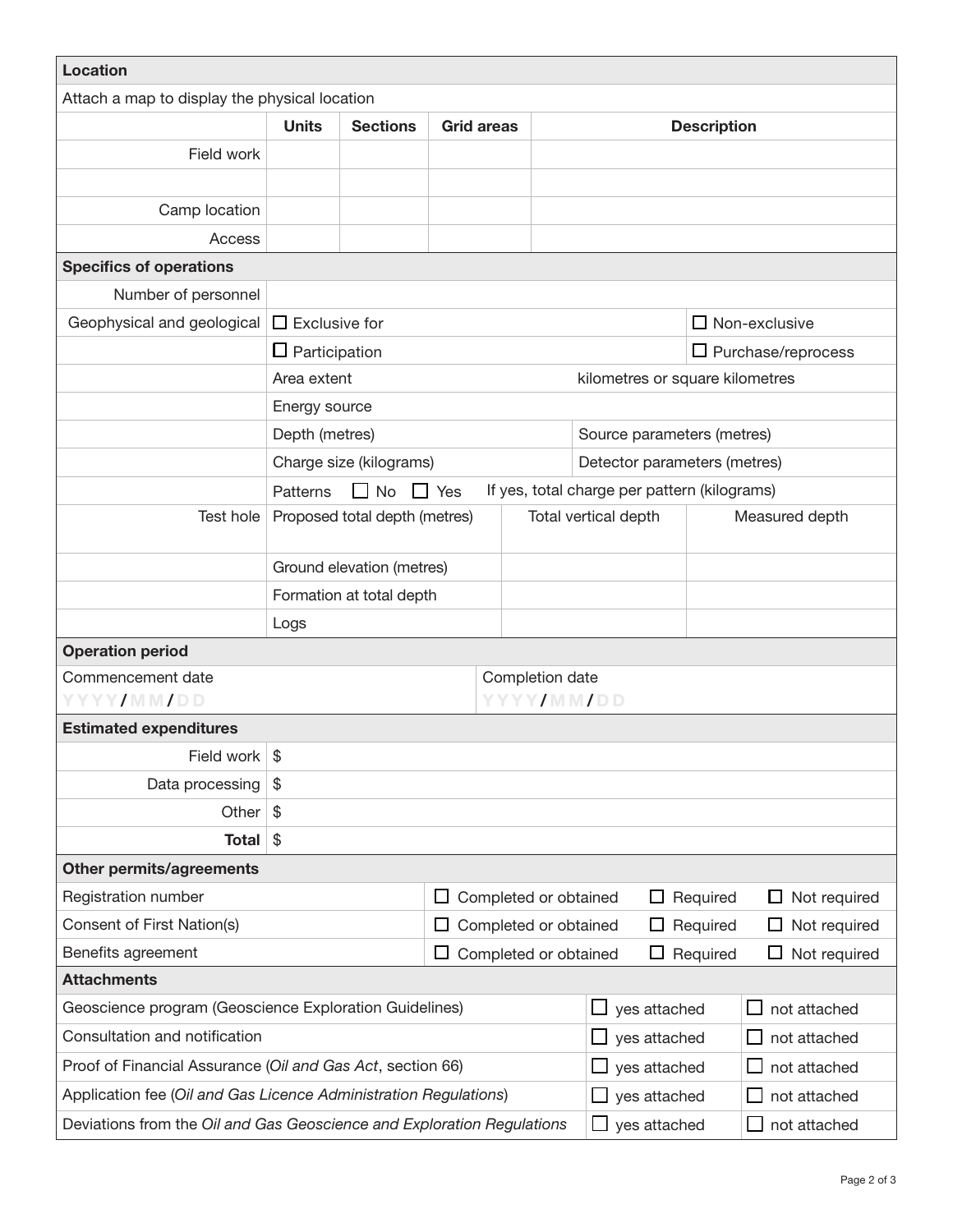## Location

Attach a map to display the physical location

| | Units | Sections | Grid areas | Description |
|---|---|---|---|---|
| Field work | | | | |
| | | | | |
| Camp location | | | | |
| Access | | | | |

## Specifics of operations

| | | | |
|---|---|---|---|
| Number of personnel | | | |
| Geophysical and geological | ☐ Exclusive for | | ☐ Non-exclusive |
| | ☐ Participation | | ☐ Purchase/reprocess |
| | Area extent | kilometres or square kilometres | |
| | Energy source | | |
| | Depth (metres) | Source parameters (metres) | |
| | Charge size (kilograms) | Detector parameters (metres) | |
| | Patterns ☐ No ☐ Yes | If yes, total charge per pattern (kilograms) | |

| | | | |
|---|---|---|---|
| Test hole | Proposed total depth (metres) | Total vertical depth | Measured depth |
| | Ground elevation (metres) | | |
| | Formation at total depth | | |
| | Logs | | |

## Operation period

| Commencement date | Completion date |
|---|---|
| YYYY/MM/DD | YYYY/MM/DD |

## Estimated expenditures

| | |
|---|---|
| Field work | $ |
| Data processing | $ |
| Other | $ |
| **Total** | $ |

## Other permits/agreements

| | | | |
|---|---|---|---|
| Registration number | ☐ Completed or obtained | ☐ Required | ☐ Not required |
| Consent of First Nation(s) | ☐ Completed or obtained | ☐ Required | ☐ Not required |
| Benefits agreement | ☐ Completed or obtained | ☐ Required | ☐ Not required |

## Attachments

| | | |
|---|---|---|
| Geoscience program (Geoscience Exploration Guidelines) | ☐ yes attached | ☐ not attached |
| Consultation and notification | ☐ yes attached | ☐ not attached |
| Proof of Financial Assurance (*Oil and Gas Act*, section 66) | ☐ yes attached | ☐ not attached |
| Application fee (*Oil and Gas Licence Administration Regulations*) | ☐ yes attached | ☐ not attached |
| Deviations from the *Oil and Gas Geoscience and Exploration Regulations* | ☐ yes attached | ☐ not attached |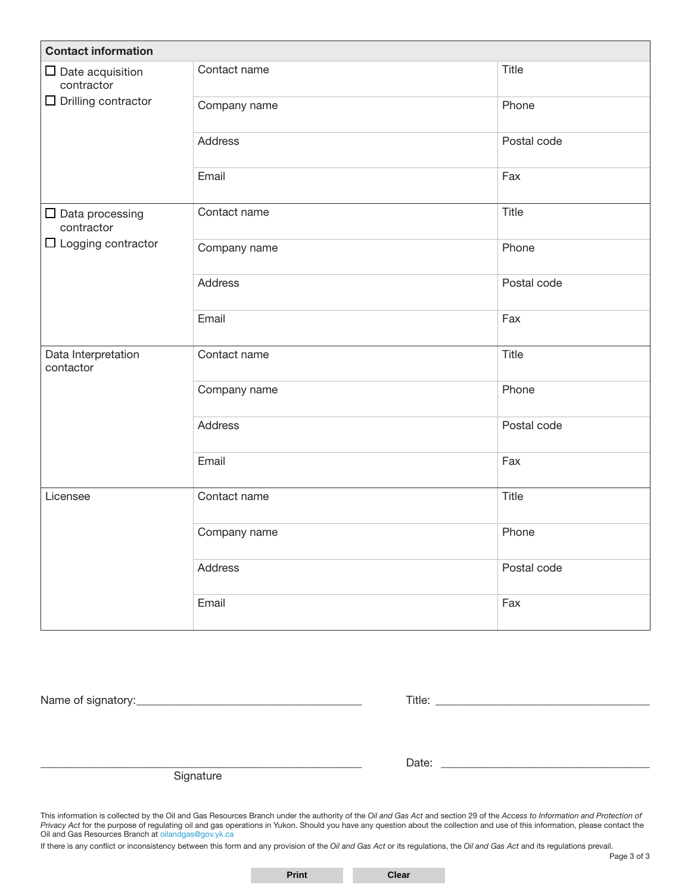## Contact information

| | | |
|---|---|---|
| ☐ Date acquisition contractor<br>☐ Drilling contractor | Contact name | Title |
| | Company name | Phone |
| | Address | Postal code |
| | Email | Fax |
| ☐ Data processing contractor<br>☐ Logging contractor | Contact name | Title |
| | Company name | Phone |
| | Address | Postal code |
| | Email | Fax |
| Data Interpretation contactor | Contact name | Title |
| | Company name | Phone |
| | Address | Postal code |
| | Email | Fax |
| Licensee | Contact name | Title |
| | Company name | Phone |
| | Address | Postal code |
| | Email | Fax |

Name of signatory:______________________________________ Title: ____________________________________

_______________________________________________________ Date: ___________________________________

Signature

This information is collected by the Oil and Gas Resources Branch under the authority of the *Oil and Gas Act* and section 29 of the *Access to Information and Protection of Privacy Act* for the purpose of regulating oil and gas operations in Yukon. Should you have any question about the collection and use of this information, please contact the Oil and Gas Resources Branch at oilandgas@gov.yk.ca

If there is any conflict or inconsistency between this form and any provision of the *Oil and Gas Act* or its regulations, the *Oil and Gas Act* and its regulations prevail.

Print Clear